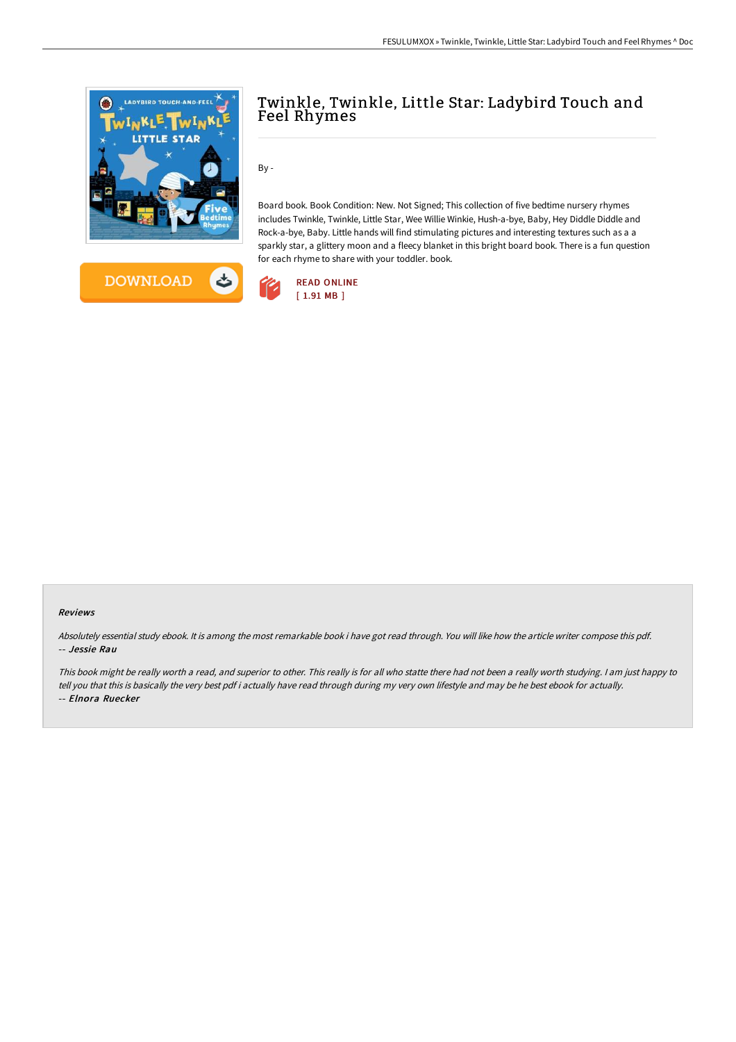# Twinkle, Twinkle, Little Star: Ladybird Touch and Feel Rhymes

By -

Board book. Book Condition: New. Not Signed; This collection of five bedtime nursery rhymes includes Twinkle, Twinkle, Little Star, Wee Willie Winkie, Hush-a-bye, Baby, Hey Diddle Diddle and Rock-a-bye, Baby. Little hands will find stimulating pictures and interesting textures such as a a sparkly star, a glittery moon and a fleecy blanket in this bright board book. There is a fun question for each rhyme to share with your toddler. book.

READ ONLINE
[ 1.91 MB ]

#### Reviews

*Absolutely essential study ebook. It is among the most remarkable book i have got read through. You will like how the article writer compose this pdf.*
*-- Jessie Rau*

*This book might be really worth a read, and superior to other. This really is for all who statte there had not been a really worth studying. I am just happy to tell you that this is basically the very best pdf i actually have read through during my very own lifestyle and may be he best ebook for actually.*
*-- Elnora Ruecker*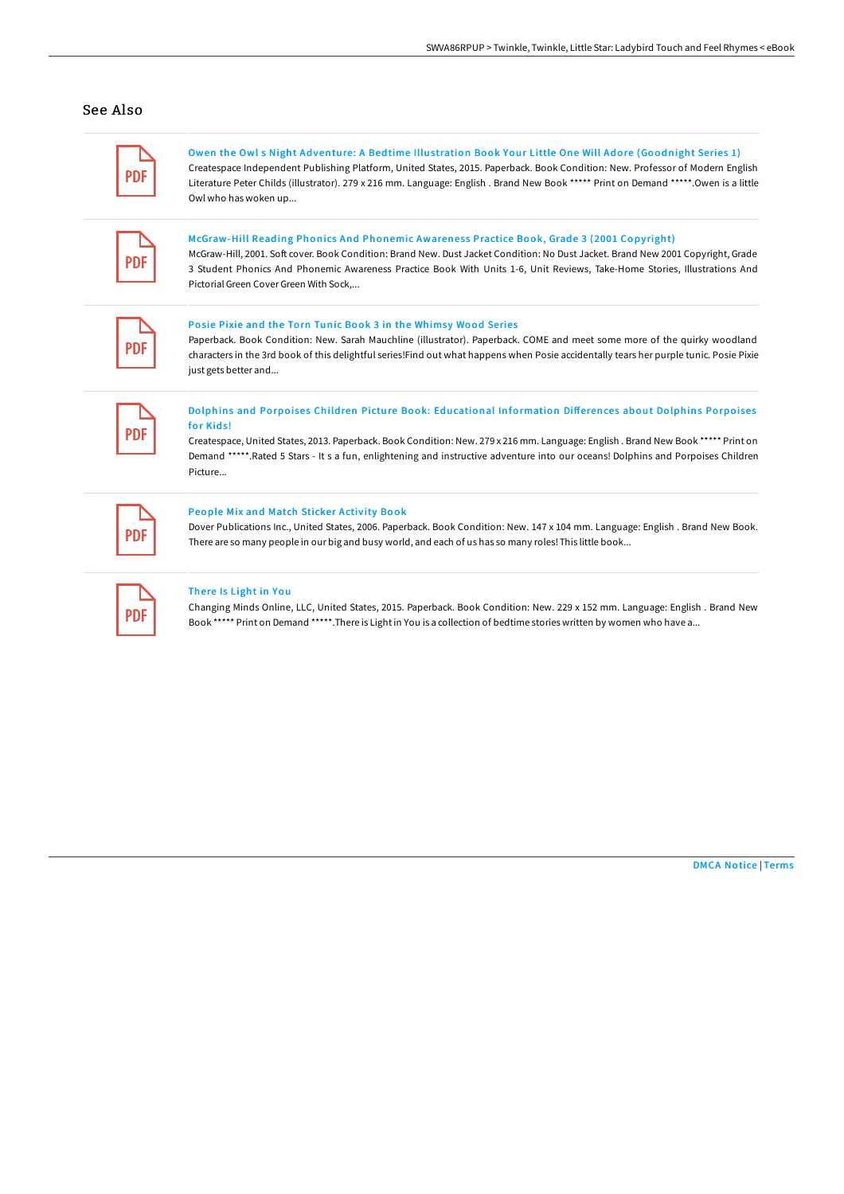## See Also

**Owen the Owl s Night Adventure: A Bedtime Illustration Book Your Little One Will Adore (Goodnight Series 1)**

Createspace Independent Publishing Platform, United States, 2015. Paperback. Book Condition: New. Professor of Modern English Literature Peter Childs (illustrator). 279 x 216 mm. Language: English . Brand New Book ***** Print on Demand *****.Owen is a little Owl who has woken up...

**McGraw-Hill Reading Phonics And Phonemic Awareness Practice Book, Grade 3 (2001 Copyright)**

McGraw-Hill, 2001. Soft cover. Book Condition: Brand New. Dust Jacket Condition: No Dust Jacket. Brand New 2001 Copyright, Grade 3 Student Phonics And Phonemic Awareness Practice Book With Units 1-6, Unit Reviews, Take-Home Stories, Illustrations And Pictorial Green Cover Green With Sock,...

**Posie Pixie and the Torn Tunic Book 3 in the Whimsy Wood Series**

Paperback. Book Condition: New. Sarah Mauchline (illustrator). Paperback. COME and meet some more of the quirky woodland characters in the 3rd book of this delightful series!Find out what happens when Posie accidentally tears her purple tunic. Posie Pixie just gets better and...

**Dolphins and Porpoises Children Picture Book: Educational Information Differences about Dolphins Porpoises for Kids!**

Createspace, United States, 2013. Paperback. Book Condition: New. 279 x 216 mm. Language: English . Brand New Book ***** Print on Demand *****.Rated 5 Stars - It s a fun, enlightening and instructive adventure into our oceans! Dolphins and Porpoises Children Picture...

**People Mix and Match Sticker Activity Book**

Dover Publications Inc., United States, 2006. Paperback. Book Condition: New. 147 x 104 mm. Language: English . Brand New Book. There are so many people in our big and busy world, and each of us has so many roles! This little book...

**There Is Light in You**

Changing Minds Online, LLC, United States, 2015. Paperback. Book Condition: New. 229 x 152 mm. Language: English . Brand New Book ***** Print on Demand *****.There is Light in You is a collection of bedtime stories written by women who have a...